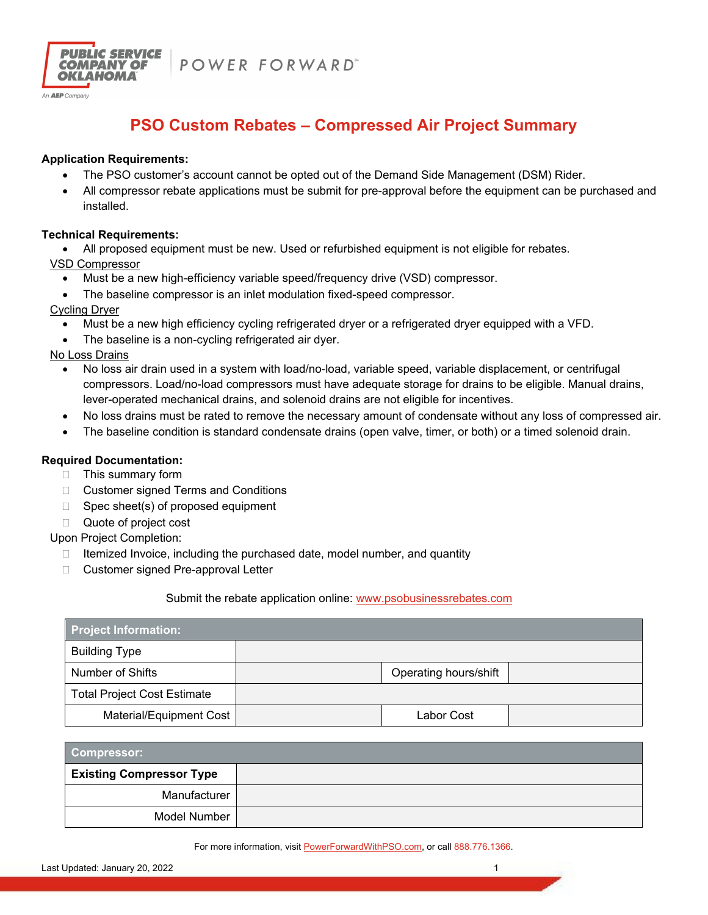# PSO Custom Rebates – Compressed Air Project Summary

**Application Requirements:**

- The PSO customer's account cannot be opted out of the Demand Side Management (DSM) Rider.
- All compressor rebate applications must be submit for pre-approval before the equipment can be purchased and installed.

**Technical Requirements:**

- All proposed equipment must be new. Used or refurbished equipment is not eligible for rebates.

VSD Compressor

- Must be a new high-efficiency variable speed/frequency drive (VSD) compressor.
- The baseline compressor is an inlet modulation fixed-speed compressor.

Cycling Dryer

- Must be a new high efficiency cycling refrigerated dryer or a refrigerated dryer equipped with a VFD.
- The baseline is a non-cycling refrigerated air dyer.

No Loss Drains

- No loss air drain used in a system with load/no-load, variable speed, variable displacement, or centrifugal compressors. Load/no-load compressors must have adequate storage for drains to be eligible. Manual drains, lever-operated mechanical drains, and solenoid drains are not eligible for incentives.
- No loss drains must be rated to remove the necessary amount of condensate without any loss of compressed air.
- The baseline condition is standard condensate drains (open valve, timer, or both) or a timed solenoid drain.

**Required Documentation:**

- ☐ This summary form
- ☐ Customer signed Terms and Conditions
- ☐ Spec sheet(s) of proposed equipment
- ☐ Quote of project cost

Upon Project Completion:

- ☐ Itemized Invoice, including the purchased date, model number, and quantity
- ☐ Customer signed Pre-approval Letter

Submit the rebate application online: www.psobusinessrebates.com

| Project Information: | | | |
|---|---|---|---|
| Building Type | | | |
| Number of Shifts | | Operating hours/shift | |
| Total Project Cost Estimate | | | |
| Material/Equipment Cost | | Labor Cost | |

| Compressor: | |
|---|---|
| **Existing Compressor Type** | |
| Manufacturer | |
| Model Number | |

For more information, visit PowerForwardWithPSO.com, or call 888.776.1366.

Last Updated: January 20, 2022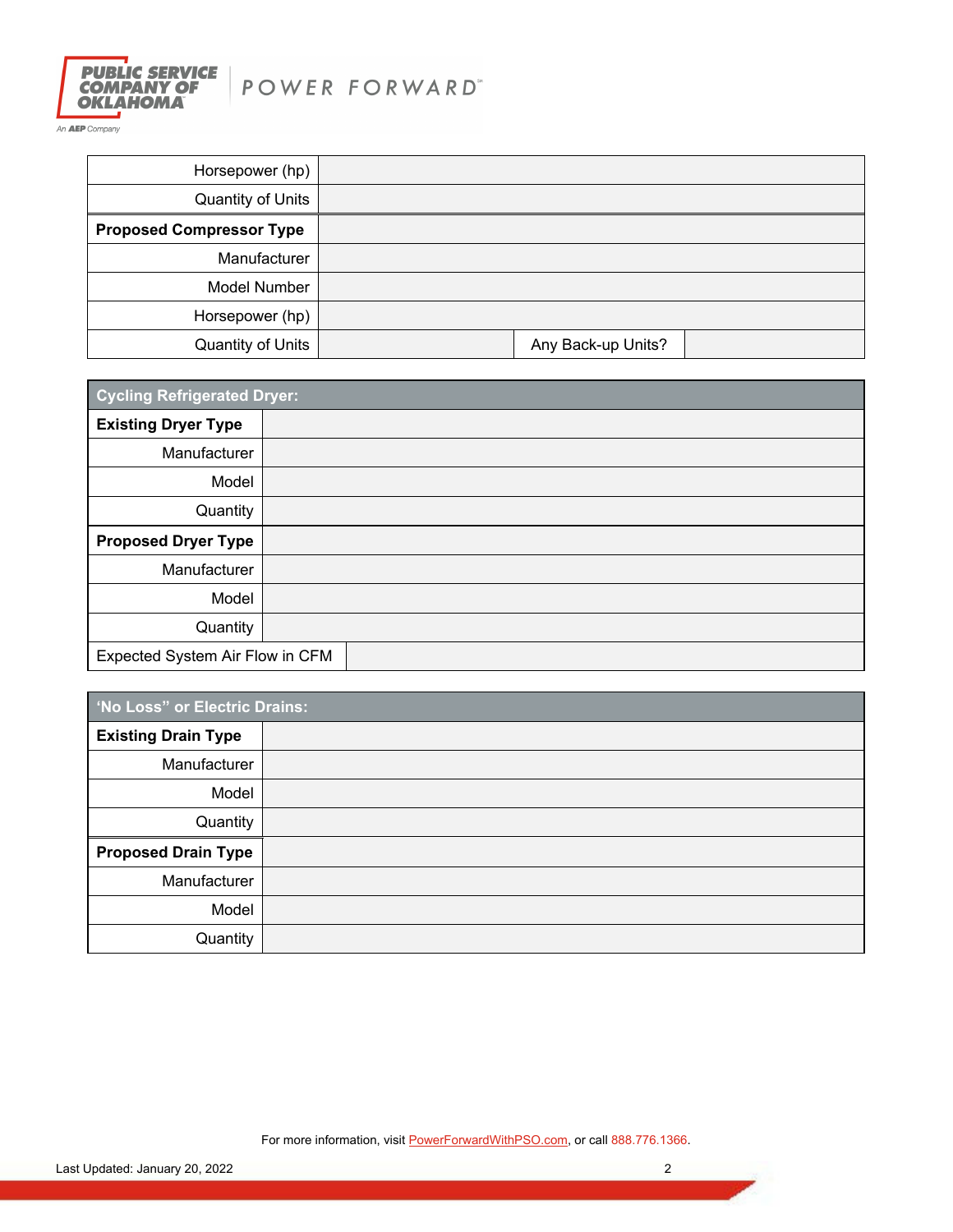| | | | |
|---|---|---|---|
| Horsepower (hp) | | | |
| Quantity of Units | | | |
| **Proposed Compressor Type** | | | |
| Manufacturer | | | |
| Model Number | | | |
| Horsepower (hp) | | | |
| Quantity of Units | | Any Back-up Units? | |

| **Cycling Refrigerated Dryer:** | |
|---|---|
| **Existing Dryer Type** | |
| Manufacturer | |
| Model | |
| Quantity | |
| **Proposed Dryer Type** | |
| Manufacturer | |
| Model | |
| Quantity | |
| Expected System Air Flow in CFM | |

| **'No Loss" or Electric Drains:** | |
|---|---|
| **Existing Drain Type** | |
| Manufacturer | |
| Model | |
| Quantity | |
| **Proposed Drain Type** | |
| Manufacturer | |
| Model | |
| Quantity | |

For more information, visit PowerForwardWithPSO.com, or call 888.776.1366.

Last Updated: January 20, 2022